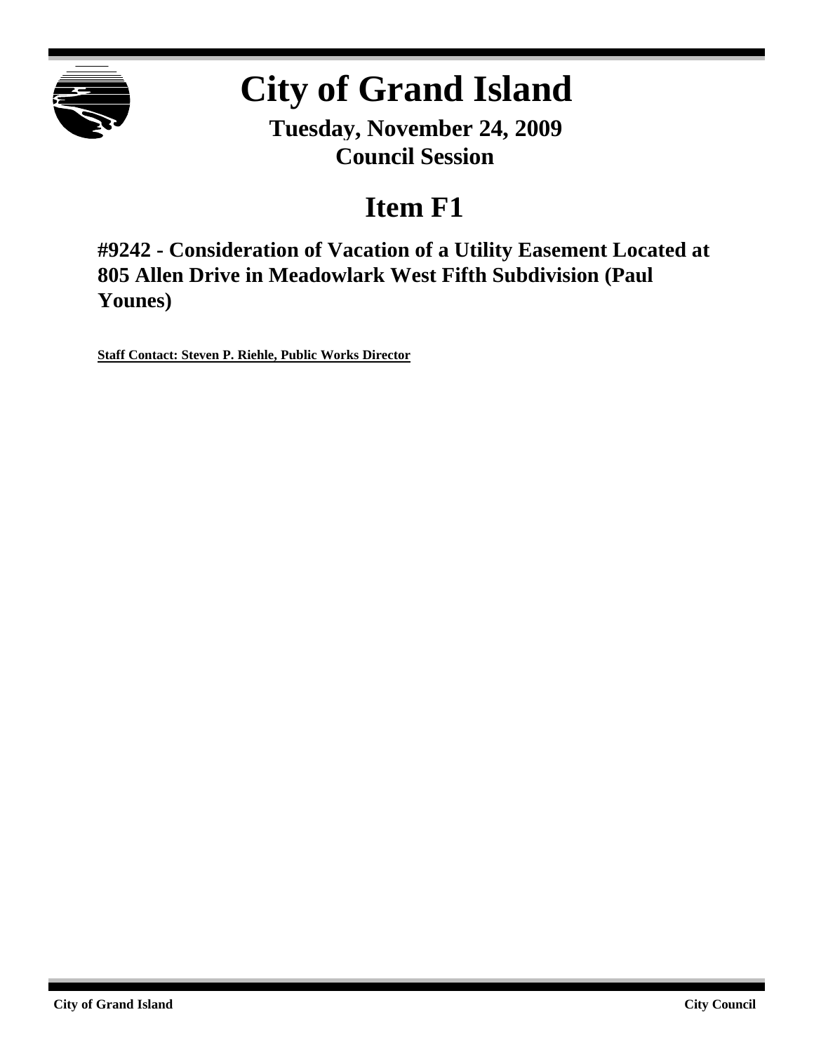# City of Grand Island

**Tuesday, November 24, 2009**
**Council Session**

## Item F1

### #9242 - Consideration of Vacation of a Utility Easement Located at 805 Allen Drive in Meadowlark West Fifth Subdivision (Paul Younes)

**Staff Contact: Steven P. Riehle, Public Works Director**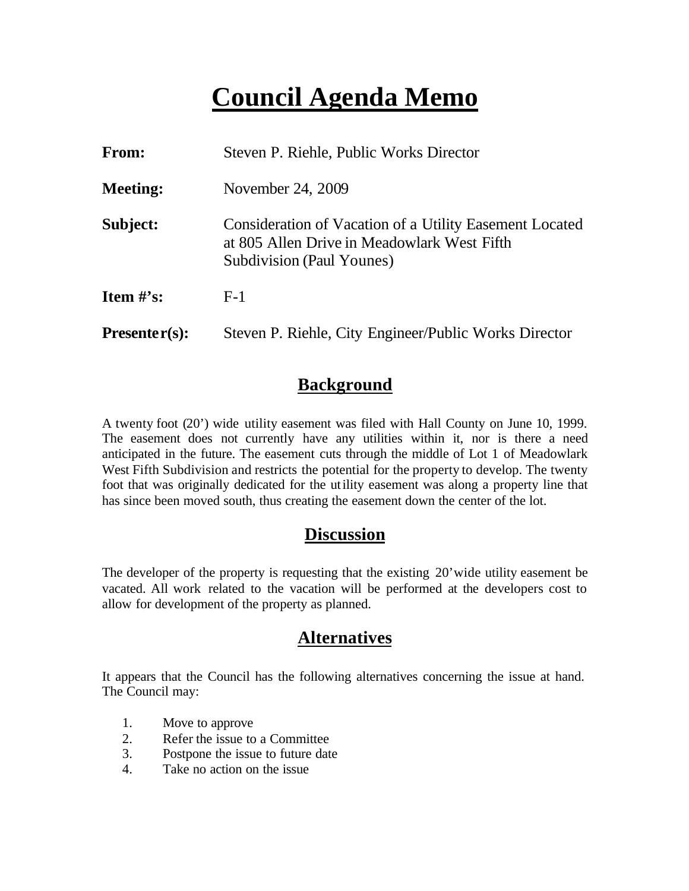# Council Agenda Memo

**From:** Steven P. Riehle, Public Works Director

**Meeting:** November 24, 2009

**Subject:** Consideration of Vacation of a Utility Easement Located at 805 Allen Drive in Meadowlark West Fifth Subdivision (Paul Younes)

**Item #'s:** F-1

**Presenter(s):** Steven P. Riehle, City Engineer/Public Works Director

## Background

A twenty foot (20') wide utility easement was filed with Hall County on June 10, 1999. The easement does not currently have any utilities within it, nor is there a need anticipated in the future. The easement cuts through the middle of Lot 1 of Meadowlark West Fifth Subdivision and restricts the potential for the property to develop. The twenty foot that was originally dedicated for the utility easement was along a property line that has since been moved south, thus creating the easement down the center of the lot.

## Discussion

The developer of the property is requesting that the existing 20' wide utility easement be vacated. All work related to the vacation will be performed at the developers cost to allow for development of the property as planned.

## Alternatives

It appears that the Council has the following alternatives concerning the issue at hand. The Council may:

1. Move to approve
2. Refer the issue to a Committee
3. Postpone the issue to future date
4. Take no action on the issue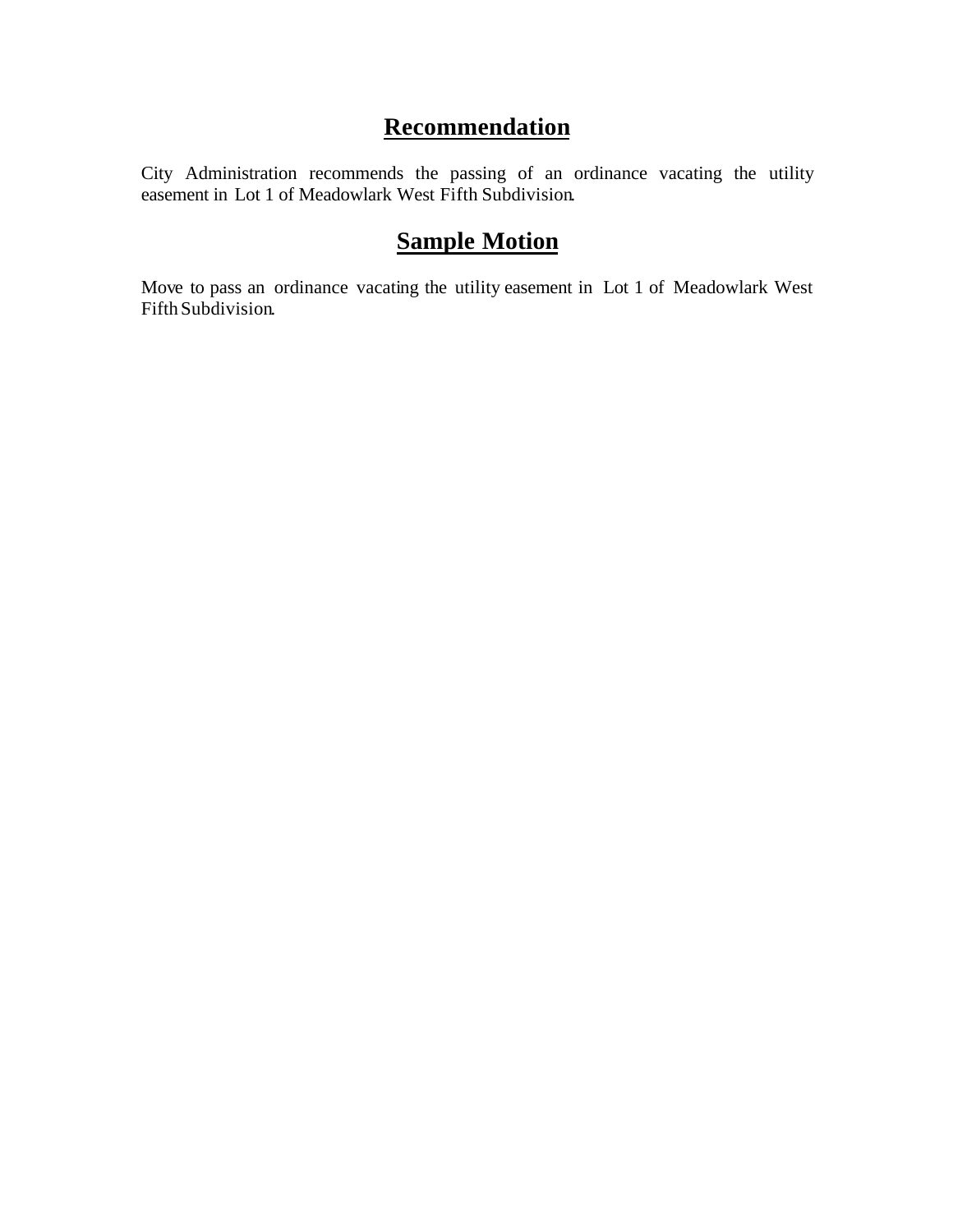## Recommendation

City Administration recommends the passing of an ordinance vacating the utility easement in Lot 1 of Meadowlark West Fifth Subdivision.

## Sample Motion

Move to pass an ordinance vacating the utility easement in Lot 1 of Meadowlark West Fifth Subdivision.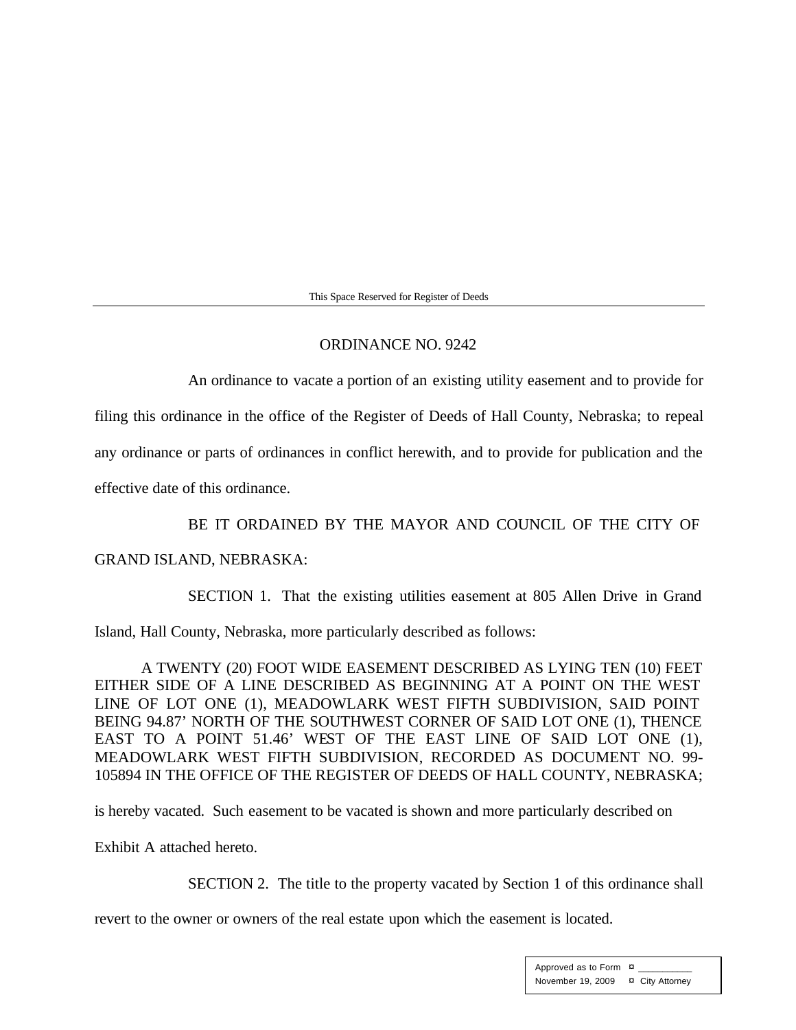This Space Reserved for Register of Deeds

# ORDINANCE NO. 9242

An ordinance to vacate a portion of an existing utility easement and to provide for filing this ordinance in the office of the Register of Deeds of Hall County, Nebraska; to repeal any ordinance or parts of ordinances in conflict herewith, and to provide for publication and the effective date of this ordinance.

BE IT ORDAINED BY THE MAYOR AND COUNCIL OF THE CITY OF GRAND ISLAND, NEBRASKA:

SECTION 1. That the existing utilities easement at 805 Allen Drive in Grand Island, Hall County, Nebraska, more particularly described as follows:

A TWENTY (20) FOOT WIDE EASEMENT DESCRIBED AS LYING TEN (10) FEET EITHER SIDE OF A LINE DESCRIBED AS BEGINNING AT A POINT ON THE WEST LINE OF LOT ONE (1), MEADOWLARK WEST FIFTH SUBDIVISION, SAID POINT BEING 94.87' NORTH OF THE SOUTHWEST CORNER OF SAID LOT ONE (1), THENCE EAST TO A POINT 51.46' WEST OF THE EAST LINE OF SAID LOT ONE (1), MEADOWLARK WEST FIFTH SUBDIVISION, RECORDED AS DOCUMENT NO. 99-105894 IN THE OFFICE OF THE REGISTER OF DEEDS OF HALL COUNTY, NEBRASKA;

is hereby vacated. Such easement to be vacated is shown and more particularly described on Exhibit A attached hereto.

SECTION 2. The title to the property vacated by Section 1 of this ordinance shall revert to the owner or owners of the real estate upon which the easement is located.

| Approved as to Form | ¤ ___________ |
|---|---|
| November 19, 2009 | ¤ City Attorney |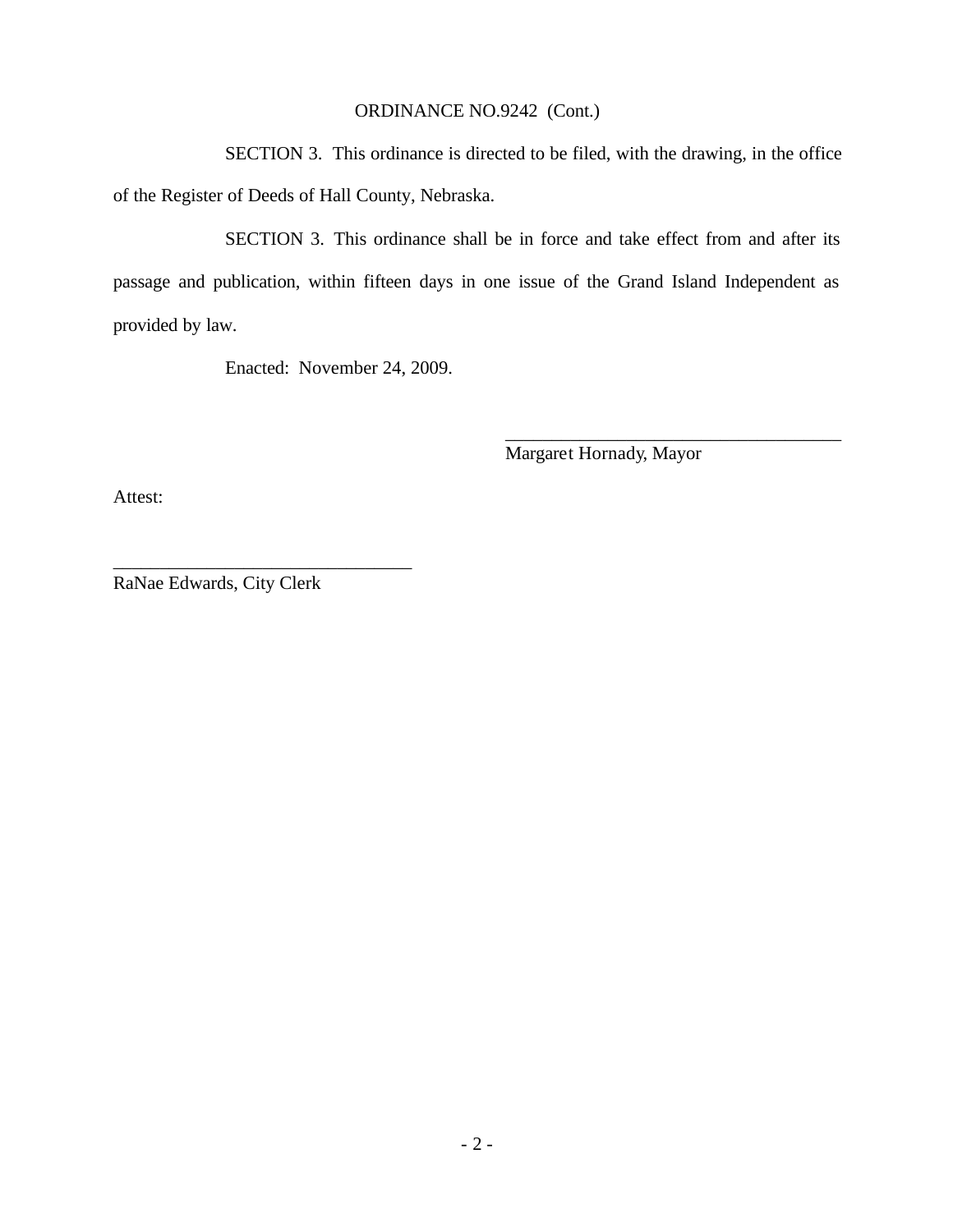ORDINANCE NO.9242 (Cont.)

SECTION 3. This ordinance is directed to be filed, with the drawing, in the office of the Register of Deeds of Hall County, Nebraska.

SECTION 3. This ordinance shall be in force and take effect from and after its passage and publication, within fifteen days in one issue of the Grand Island Independent as provided by law.

Enacted: November 24, 2009.

_____________________________________
Margaret Hornady, Mayor

Attest:

_________________________________
RaNae Edwards, City Clerk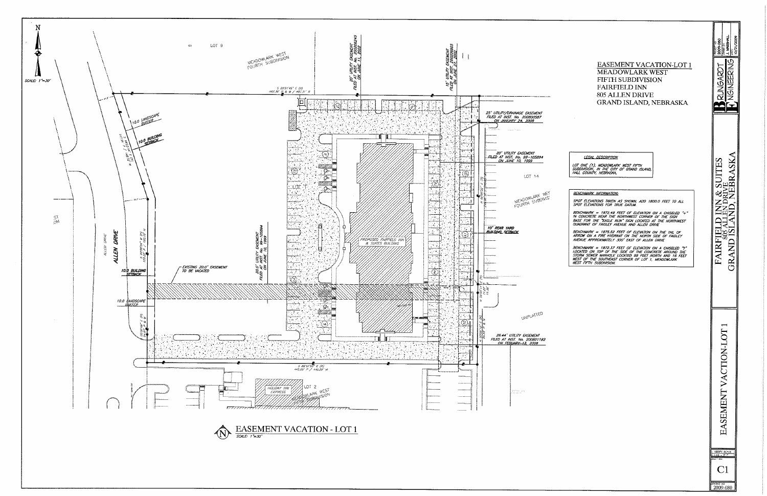## EASEMENT VACATION-LOT 1

MEADOWLARK WEST
FIFTH SUBDIVISION
FAIRFIELD INN
805 ALLEN DRIVE
GRAND ISLAND, NEBRASKA

N

SCALE: 1"=30'

LOT 9

MEADOWLARK WEST FOURTH SUBDIVISION

S 89°51'45" E (P)
462.56' P & M / 461.31' R

25' UTILITY EASEMENT FILED AT INST. No. 200206245 ON JUNE 11, 2002

15' UTILITY EASEMENT FILED AT INST. No. 200206605 ON JUNE 11, 2002

25' UTILITY/DRAINAGE EASEMENT FILED AT INST. No. 200800587 ON JANUARY 24, 2008

20' UTILITY EASEMENT FILED AT INST. No. 99-105894 ON JUNE 10, 1999

LOT 14

MEADOWLARK WEST FOURTH SUBDIVISION

10' REAR YARD BUILDING SETBACK

10.0 LANDSCAPE BUFFER

10.0 BUILDING SETBACK

ALLEN DRIVE

LOT 1

20.0' UTILITY EASEMENT FILED AT INST. No. 99-105894 ON JUNE 10, 1999

PROPOSED FAIRFIELD INN & SUITES BUILDING

EXISTING 20.0' EASEMENT TO BE VACATED

10.0 BUILDING SETBACK

10.0 LANDSCAPE BUFFER

UNPLATTED

26.44' UTILITY EASEMENT FILED AT INST. No. 200801182 ON FEBRUARY 13, 2008

S 89°51'53" E (P)
445.65' P / 445.29' M

HOLIDAY INN EXPRESS

LOT 2

MEADOWLARK WEST FIFTH SUBDIVISION

### LEGAL DESCRIPTION

LOT ONE (1), MEADOWLARK WEST FIFTH SUBDIVISION, IN THE CITY OF GRAND ISLAND, HALL COUNTY, NEBRASKA.

### BENCHMARK INFORMATION:

SPOT ELEVATIONS TAKEN AS SHOWN, ADD 1800.0 FEET TO ALL SPOT ELEVATIONS FOR TRUE DATUM.

BENCHMARK = 1872.49 FEET OF ELEVATION ON A CHISELED "+" IN CONCRETE NEAR THE NORTHWEST CORNER OF THE SIGN BASE FOR THE "EAGLE RUN" SIGN LOCATED AT THE NORTHWEST QUADRANT OF FAIDLEY AVENUE AND ALLEN DRIVE

BENCHMARK = 1875.52 FEET OF ELEVATION ON THE TAIL OF ARROW ON A FIRE HYDRANT ON THE NORTH SIDE OF FAIDLEY AVENUE APPROXIMATELY 300' EAST OF ALLEN DRIVE

BENCHMARK = 1872.37 FEET OF ELEVATION ON A CHISELED "?" LOCATED ON TOP OF THE SIDE OF THE CONCRETE AROUND THE STORM SEWER MANHOLE LOCATED 99 FEET NORTH AND 16 FEET WEST OF THE SOUTHEAST CORNER OF LOT 1, MEADOWLARK WEST FIFTH SUBDIVISION.

## EASEMENT VACATION - LOT 1

SCALE: 1"=30'

BRUNGARDT ENGINEERING

PROJECT NO. 2009-080
DRAWN BY J. MARSHALL
DATE 10/21/2009

FAIRFIELD INN & SUITES
805 ALLEN DRIVE
GRAND ISLAND, NEBRASKA

EASEMENT VACTION-LOT 1

C1

2009-080